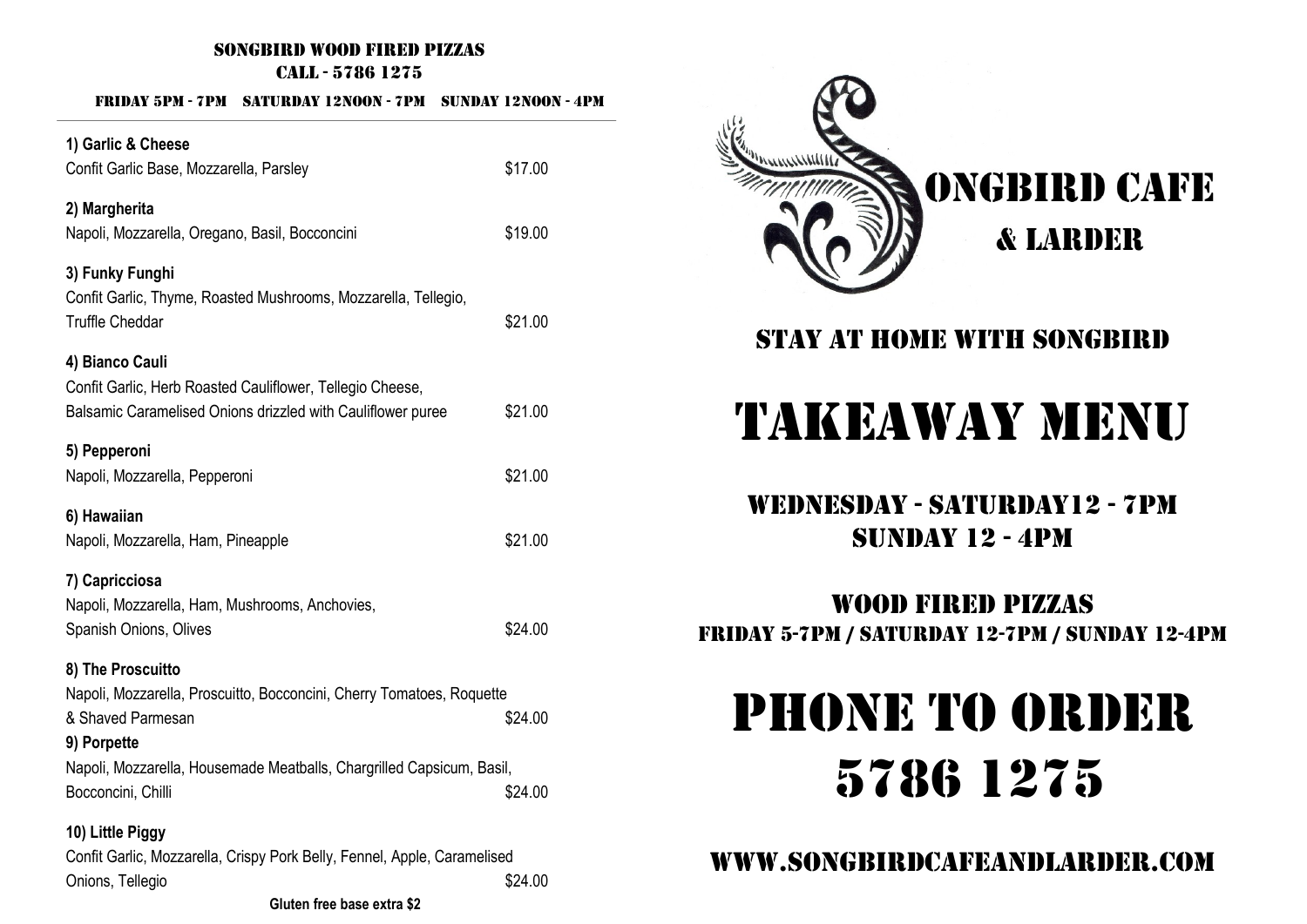# SONGBIRD WOOD FIRED PIZZAS
## CALL - 5786 1275

FRIDAY 5PM - 7PM SATURDAY 12NOON - 7PM SUNDAY 12NOON - 4PM

**1) Garlic & Cheese**
Confit Garlic Base, Mozzarella, Parsley — $17.00

**2) Margherita**
Napoli, Mozzarella, Oregano, Basil, Bocconcini — $19.00

**3) Funky Funghi**
Confit Garlic, Thyme, Roasted Mushrooms, Mozzarella, Tellegio, Truffle Cheddar — $21.00

**4) Bianco Cauli**
Confit Garlic, Herb Roasted Cauliflower, Tellegio Cheese, Balsamic Caramelised Onions drizzled with Cauliflower puree — $21.00

**5) Pepperoni**
Napoli, Mozzarella, Pepperoni — $21.00

**6) Hawaiian**
Napoli, Mozzarella, Ham, Pineapple — $21.00

**7) Capricciosa**
Napoli, Mozzarella, Ham, Mushrooms, Anchovies, Spanish Onions, Olives — $24.00

**8) The Proscuitto**
Napoli, Mozzarella, Proscuitto, Bocconcini, Cherry Tomatoes, Roquette & Shaved Parmesan — $24.00

**9) Porpette**
Napoli, Mozzarella, Housemade Meatballs, Chargrilled Capsicum, Basil, Bocconcini, Chilli — $24.00

**10) Little Piggy**
Confit Garlic, Mozzarella, Crispy Pork Belly, Fennel, Apple, Caramelised Onions, Tellegio — $24.00

**Gluten free base extra $2**

# SONGBIRD CAFE & LARDER

## STAY AT HOME WITH SONGBIRD

# TAKEAWAY MENU

## WEDNESDAY - SATURDAY12 - 7PM
## SUNDAY 12 - 4PM

## WOOD FIRED PIZZAS
FRIDAY 5-7PM / SATURDAY 12-7PM / SUNDAY 12-4PM

# PHONE TO ORDER
# 5786 1275

## WWW.SONGBIRDCAFEANDLARDER.COM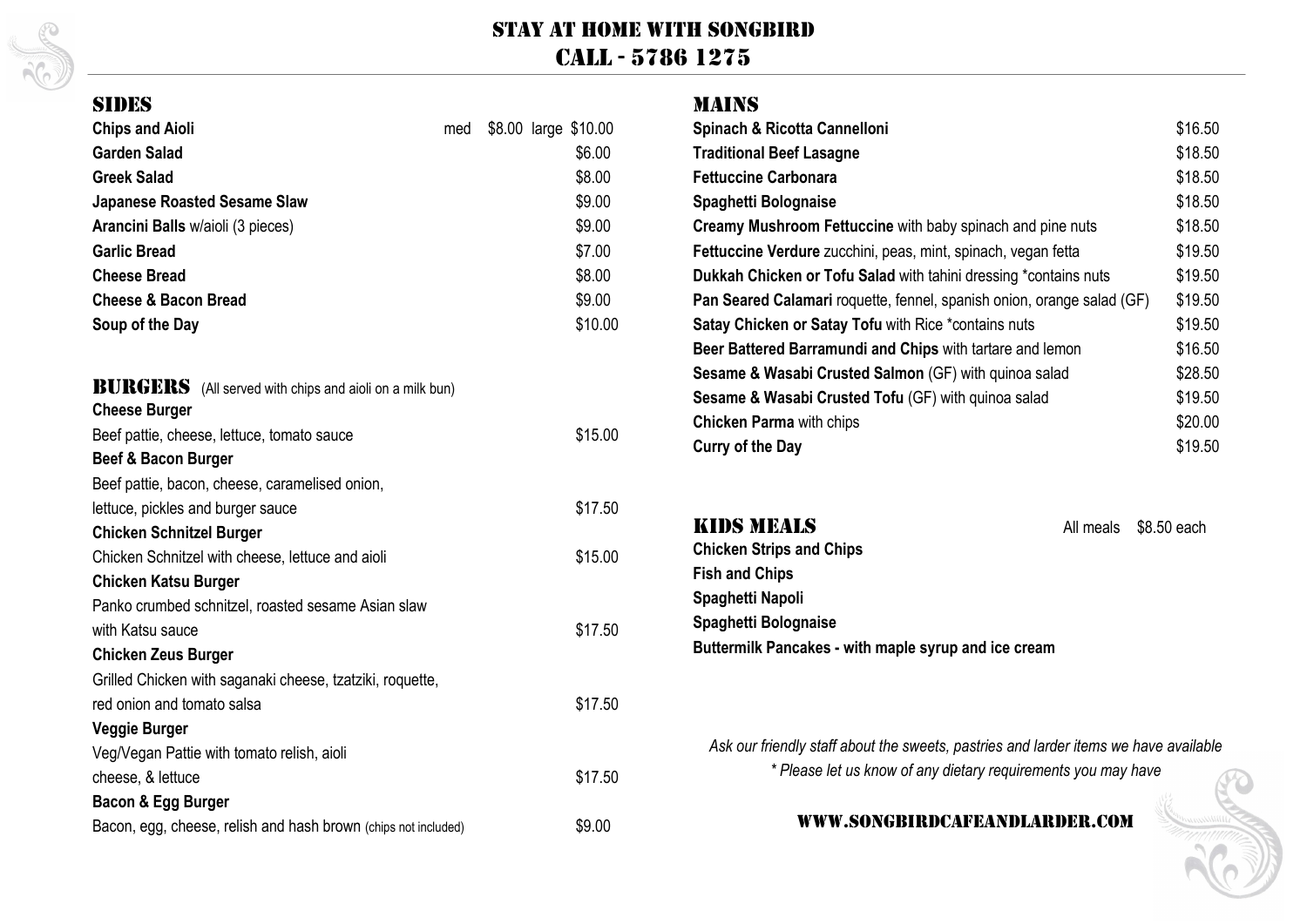# STAY AT HOME WITH SONGBIRD
# CALL - 5786 1275

## SIDES

| | | |
|---|---|---|
| **Chips and Aioli** | med $8.00 | large $10.00 |
| **Garden Salad** | | $6.00 |
| **Greek Salad** | | $8.00 |
| **Japanese Roasted Sesame Slaw** | | $9.00 |
| **Arancini Balls** w/aioli (3 pieces) | | $9.00 |
| **Garlic Bread** | | $7.00 |
| **Cheese Bread** | | $8.00 |
| **Cheese & Bacon Bread** | | $9.00 |
| **Soup of the Day** | | $10.00 |

## BURGERS (All served with chips and aioli on a milk bun)

**Cheese Burger**
Beef pattie, cheese, lettuce, tomato sauce — $15.00

**Beef & Bacon Burger**
Beef pattie, bacon, cheese, caramelised onion, lettuce, pickles and burger sauce — $17.50

**Chicken Schnitzel Burger**
Chicken Schnitzel with cheese, lettuce and aioli — $15.00

**Chicken Katsu Burger**
Panko crumbed schnitzel, roasted sesame Asian slaw with Katsu sauce — $17.50

**Chicken Zeus Burger**
Grilled Chicken with saganaki cheese, tzatziki, roquette, red onion and tomato salsa — $17.50

**Veggie Burger**
Veg/Vegan Pattie with tomato relish, aioli cheese, & lettuce — $17.50

**Bacon & Egg Burger**
Bacon, egg, cheese, relish and hash brown (chips not included) — $9.00

## MAINS

| | |
|---|---|
| **Spinach & Ricotta Cannelloni** | $16.50 |
| **Traditional Beef Lasagne** | $18.50 |
| **Fettuccine Carbonara** | $18.50 |
| **Spaghetti Bolognaise** | $18.50 |
| **Creamy Mushroom Fettuccine** with baby spinach and pine nuts | $18.50 |
| **Fettuccine Verdure** zucchini, peas, mint, spinach, vegan fetta | $19.50 |
| **Dukkah Chicken or Tofu Salad** with tahini dressing *contains nuts | $19.50 |
| **Pan Seared Calamari** roquette, fennel, spanish onion, orange salad (GF) | $19.50 |
| **Satay Chicken or Satay Tofu** with Rice *contains nuts | $19.50 |
| **Beer Battered Barramundi and Chips** with tartare and lemon | $16.50 |
| **Sesame & Wasabi Crusted Salmon** (GF) with quinoa salad | $28.50 |
| **Sesame & Wasabi Crusted Tofu** (GF) with quinoa salad | $19.50 |
| **Chicken Parma** with chips | $20.00 |
| **Curry of the Day** | $19.50 |

## KIDS MEALS

All meals $8.50 each

- **Chicken Strips and Chips**
- **Fish and Chips**
- **Spaghetti Napoli**
- **Spaghetti Bolognaise**
- **Buttermilk Pancakes - with maple syrup and ice cream**

*Ask our friendly staff about the sweets, pastries and larder items we have available*

** Please let us know of any dietary requirements you may have*

WWW.SONGBIRDCAFEANDLARDER.COM